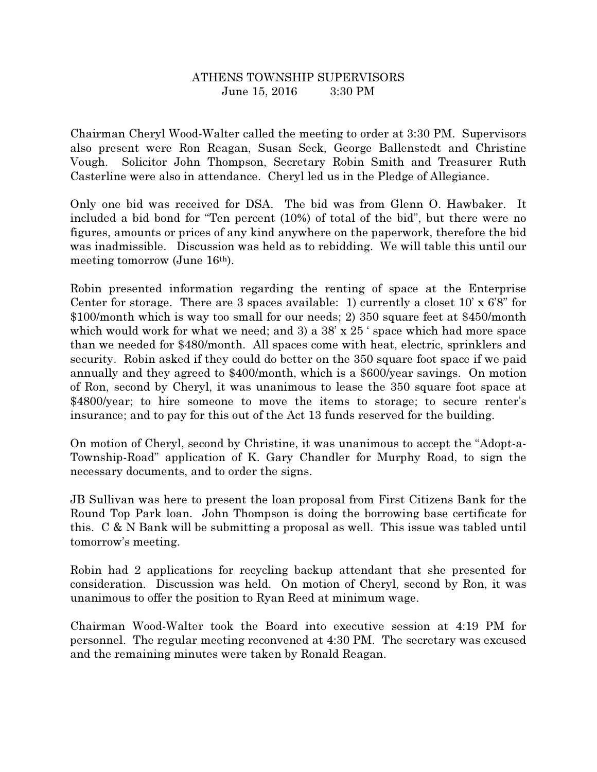ATHENS TOWNSHIP SUPERVISORS
June 15, 2016 3:30 PM

Chairman Cheryl Wood-Walter called the meeting to order at 3:30 PM. Supervisors also present were Ron Reagan, Susan Seck, George Ballenstedt and Christine Vough. Solicitor John Thompson, Secretary Robin Smith and Treasurer Ruth Casterline were also in attendance. Cheryl led us in the Pledge of Allegiance.

Only one bid was received for DSA. The bid was from Glenn O. Hawbaker. It included a bid bond for "Ten percent (10%) of total of the bid", but there were no figures, amounts or prices of any kind anywhere on the paperwork, therefore the bid was inadmissible. Discussion was held as to rebidding. We will table this until our meeting tomorrow (June 16th).

Robin presented information regarding the renting of space at the Enterprise Center for storage. There are 3 spaces available: 1) currently a closet 10' x 6'8" for $100/month which is way too small for our needs; 2) 350 square feet at $450/month which would work for what we need; and 3) a 38' x 25 ' space which had more space than we needed for $480/month. All spaces come with heat, electric, sprinklers and security. Robin asked if they could do better on the 350 square foot space if we paid annually and they agreed to $400/month, which is a $600/year savings. On motion of Ron, second by Cheryl, it was unanimous to lease the 350 square foot space at $4800/year; to hire someone to move the items to storage; to secure renter's insurance; and to pay for this out of the Act 13 funds reserved for the building.

On motion of Cheryl, second by Christine, it was unanimous to accept the "Adopt-a-Township-Road" application of K. Gary Chandler for Murphy Road, to sign the necessary documents, and to order the signs.

JB Sullivan was here to present the loan proposal from First Citizens Bank for the Round Top Park loan. John Thompson is doing the borrowing base certificate for this. C & N Bank will be submitting a proposal as well. This issue was tabled until tomorrow's meeting.

Robin had 2 applications for recycling backup attendant that she presented for consideration. Discussion was held. On motion of Cheryl, second by Ron, it was unanimous to offer the position to Ryan Reed at minimum wage.

Chairman Wood-Walter took the Board into executive session at 4:19 PM for personnel. The regular meeting reconvened at 4:30 PM. The secretary was excused and the remaining minutes were taken by Ronald Reagan.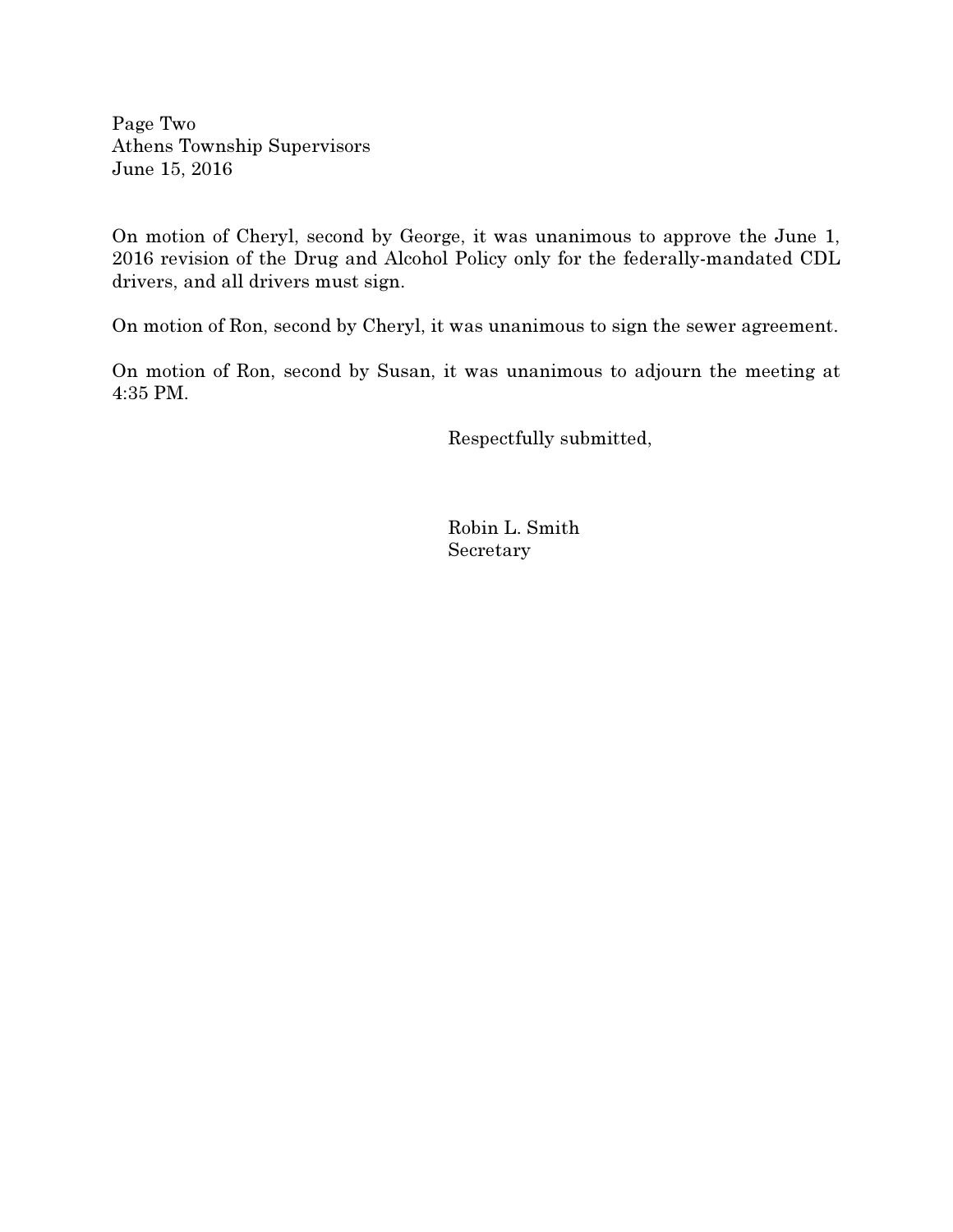On motion of Cheryl, second by George, it was unanimous to approve the June 1, 2016 revision of the Drug and Alcohol Policy only for the federally-mandated CDL drivers, and all drivers must sign.

On motion of Ron, second by Cheryl, it was unanimous to sign the sewer agreement.

On motion of Ron, second by Susan, it was unanimous to adjourn the meeting at 4:35 PM.

Respectfully submitted,

Robin L. Smith
Secretary